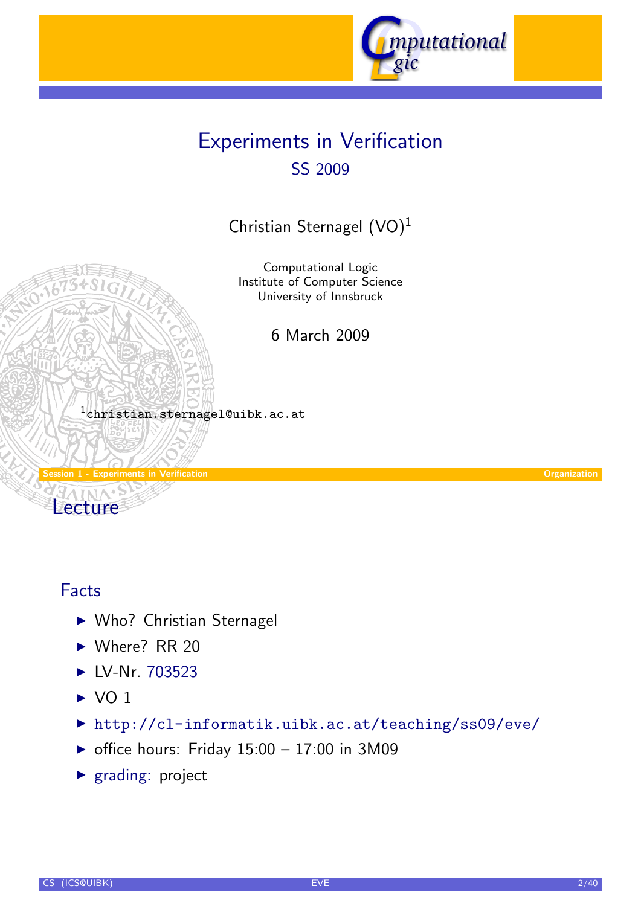# Experiments in Verification

SS 2009

Christian Sternagel (VO)[1]

Computational Logic
Institute of Computer Science
University of Innsbruck

6 March 2009

[1] christian.sternagel@uibk.ac.at

## Lecture

### Facts

- Who? Christian Sternagel
- Where? RR 20
- LV-Nr. 703523
- VO 1
- http://cl-informatik.uibk.ac.at/teaching/ss09/eve/
- office hours: Friday 15:00 – 17:00 in 3M09
- grading: project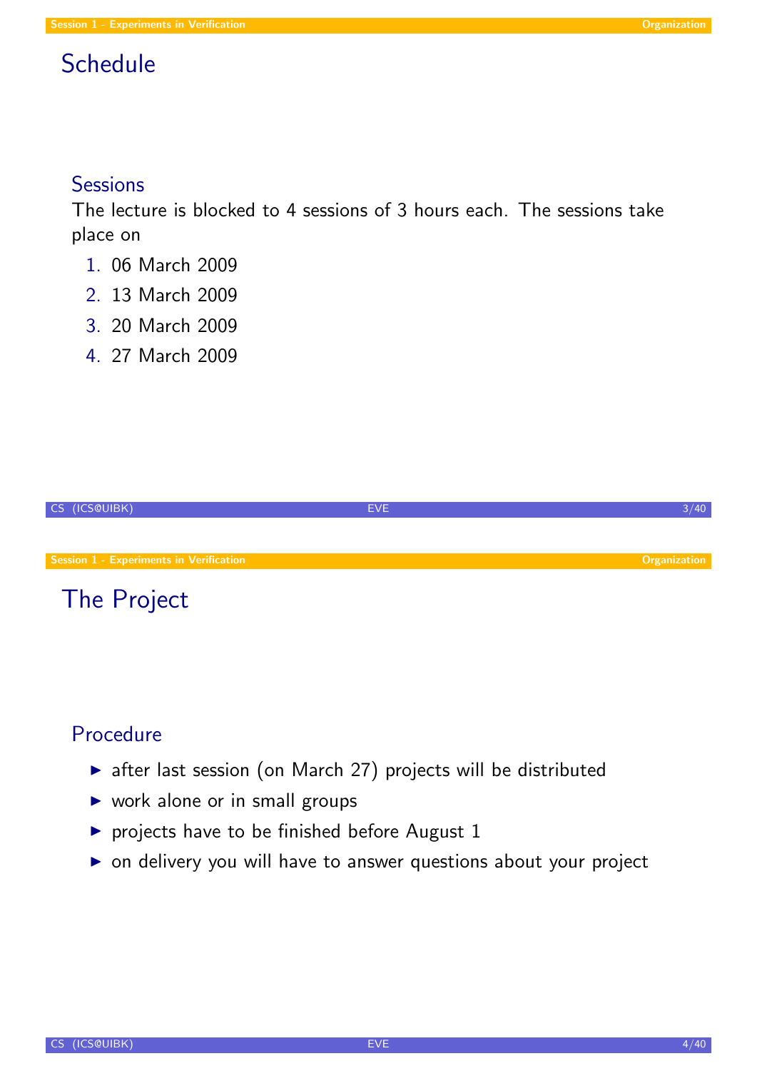## Schedule

### Sessions

The lecture is blocked to 4 sessions of 3 hours each. The sessions take place on

1. 06 March 2009
2. 13 March 2009
3. 20 March 2009
4. 27 March 2009

## The Project

### Procedure

- after last session (on March 27) projects will be distributed
- work alone or in small groups
- projects have to be finished before August 1
- on delivery you will have to answer questions about your project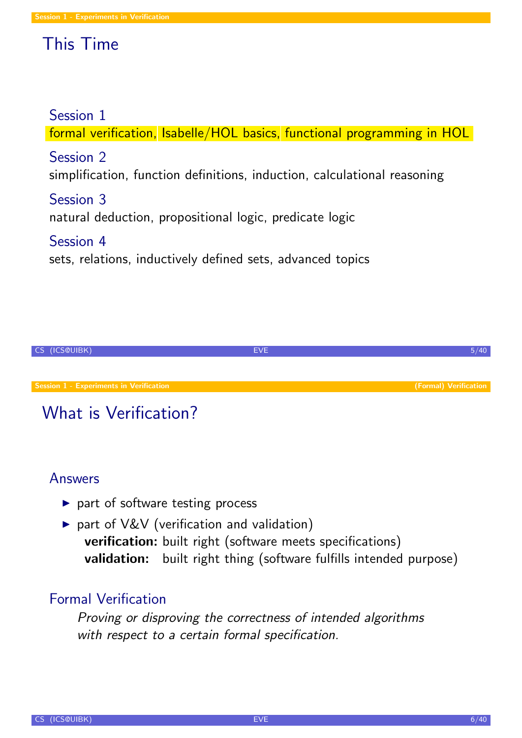## This Time

### Session 1
formal verification, Isabelle/HOL basics, functional programming in HOL

### Session 2
simplification, function definitions, induction, calculational reasoning

### Session 3
natural deduction, propositional logic, predicate logic

### Session 4
sets, relations, inductively defined sets, advanced topics

## What is Verification?

### Answers

- part of software testing process
- part of V&V (verification and validation)
  **verification:** built right (software meets specifications)
  **validation:** built right thing (software fulfills intended purpose)

### Formal Verification

*Proving or disproving the correctness of intended algorithms with respect to a certain formal specification.*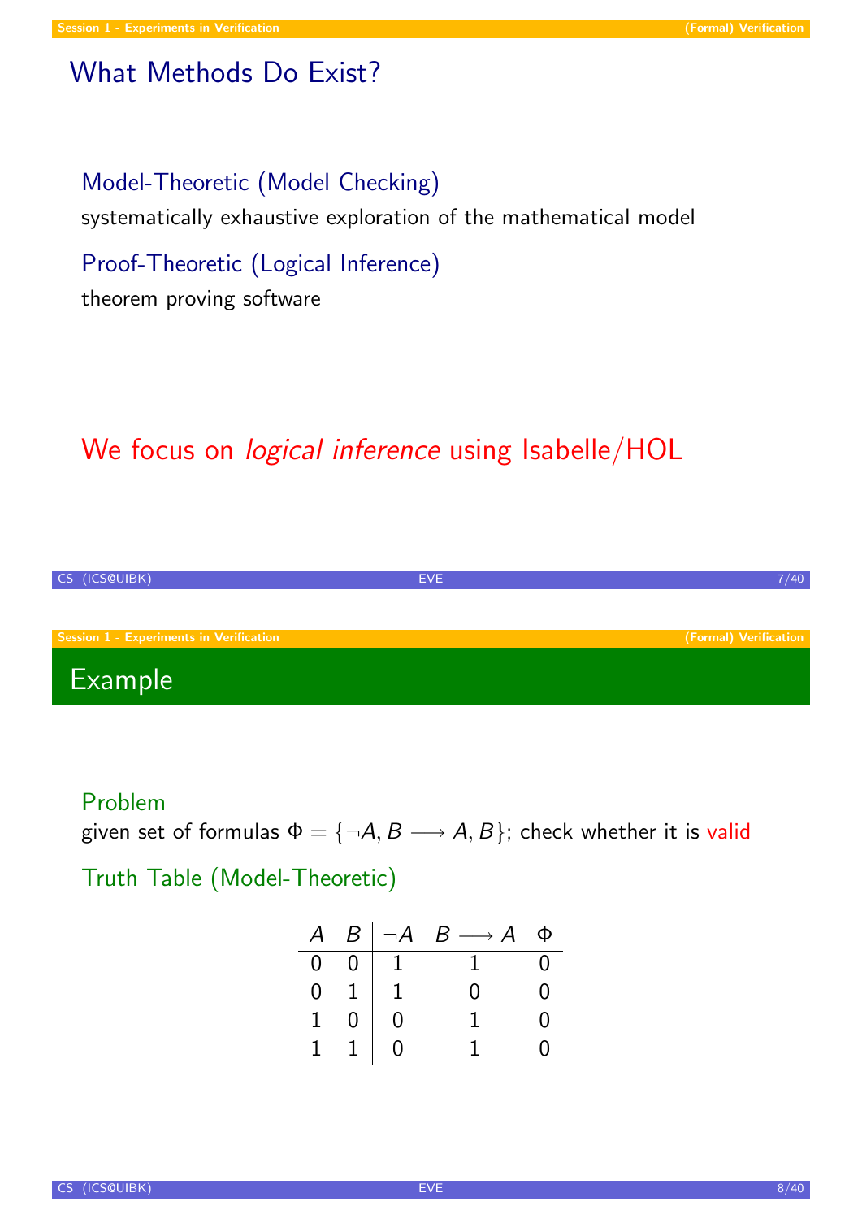## What Methods Do Exist?

### Model-Theoretic (Model Checking)

systematically exhaustive exploration of the mathematical model

### Proof-Theoretic (Logical Inference)

theorem proving software

**We focus on *logical inference* using Isabelle/HOL**

## Example

### Problem

given set of formulas $\Phi = \{\neg A, B \longrightarrow A, B\}$; check whether it is valid

### Truth Table (Model-Theoretic)

| $A$ | $B$ | $\neg A$ | $B \longrightarrow A$ | $\Phi$ |
|---|---|---|---|---|
| 0 | 0 | 1 | 1 | 0 |
| 0 | 1 | 1 | 0 | 0 |
| 1 | 0 | 0 | 1 | 0 |
| 1 | 1 | 0 | 1 | 0 |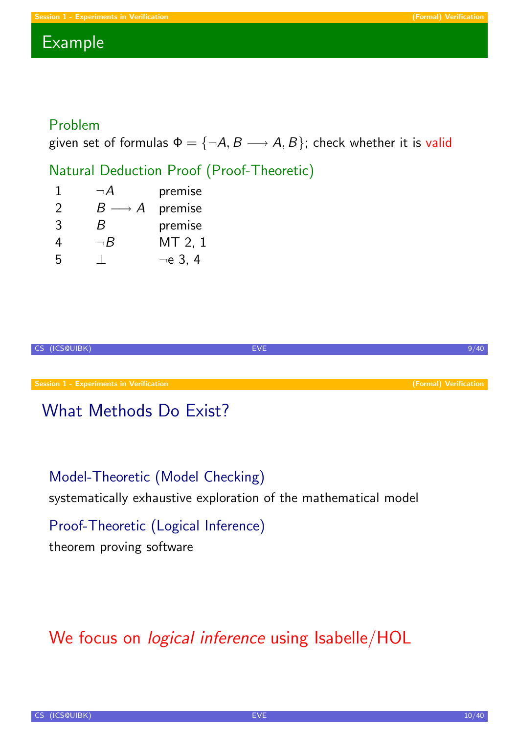## Example

### Problem

given set of formulas $\Phi = \{\neg A, B \longrightarrow A, B\}$; check whether it is valid

### Natural Deduction Proof (Proof-Theoretic)

| | | |
|---|---|---|
| 1 | $\neg A$ | premise |
| 2 | $B \longrightarrow A$ | premise |
| 3 | $B$ | premise |
| 4 | $\neg B$ | MT 2, 1 |
| 5 | $\bot$ | $\neg$e 3, 4 |

## What Methods Do Exist?

### Model-Theoretic (Model Checking)

systematically exhaustive exploration of the mathematical model

### Proof-Theoretic (Logical Inference)

theorem proving software

**We focus on *logical inference* using Isabelle/HOL**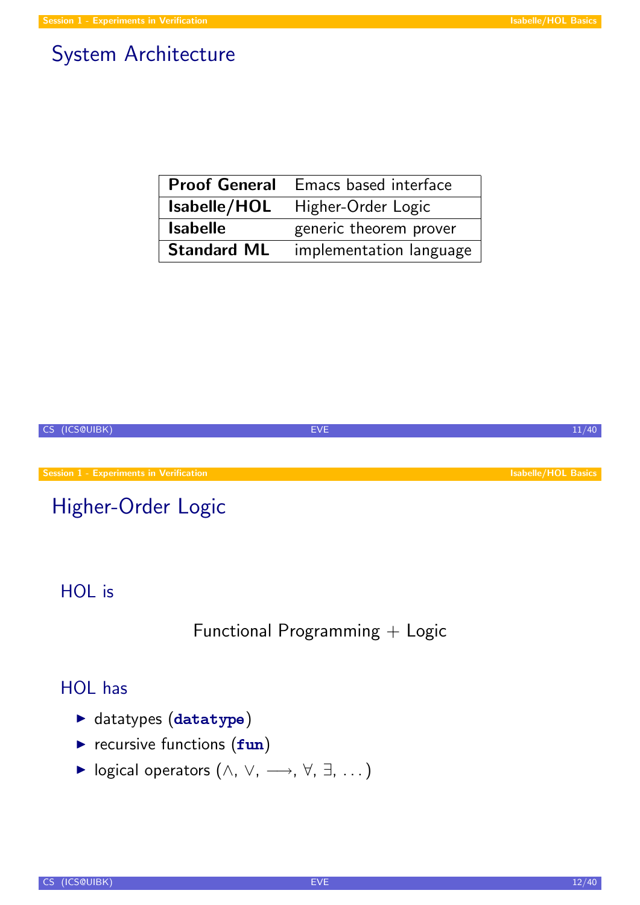# System Architecture

| | |
|---|---|
| **Proof General** | Emacs based interface |
| **Isabelle/HOL** | Higher-Order Logic |
| **Isabelle** | generic theorem prover |
| **Standard ML** | implementation language |

# Higher-Order Logic

## HOL is

Functional Programming + Logic

## HOL has

- datatypes (**datatype**)
- recursive functions (**fun**)
- logical operators ($\wedge$, $\vee$, $\longrightarrow$, $\forall$, $\exists$, ...)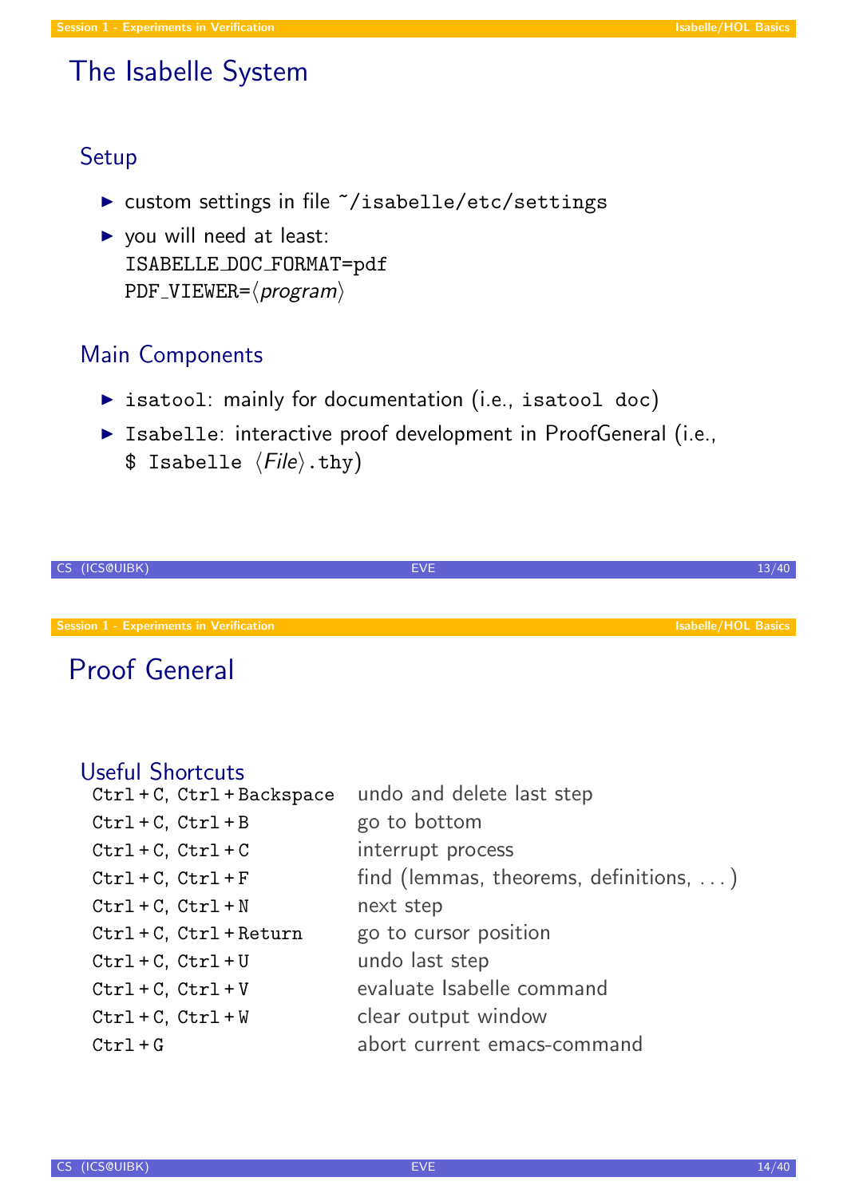# The Isabelle System

## Setup

- custom settings in file `~/isabelle/etc/settings`
- you will need at least:
  `ISABELLE_DOC_FORMAT=pdf`
  `PDF_VIEWER=`⟨*program*⟩

## Main Components

- `isatool`: mainly for documentation (i.e., `isatool doc`)
- `Isabelle`: interactive proof development in ProofGeneral (i.e., `$ Isabelle` ⟨*File*⟩`.thy`)

# Proof General

## Useful Shortcuts

| | |
|---|---|
| `Ctrl + C, Ctrl + Backspace` | undo and delete last step |
| `Ctrl + C, Ctrl + B` | go to bottom |
| `Ctrl + C, Ctrl + C` | interrupt process |
| `Ctrl + C, Ctrl + F` | find (lemmas, theorems, definitions, ...) |
| `Ctrl + C, Ctrl + N` | next step |
| `Ctrl + C, Ctrl + Return` | go to cursor position |
| `Ctrl + C, Ctrl + U` | undo last step |
| `Ctrl + C, Ctrl + V` | evaluate Isabelle command |
| `Ctrl + C, Ctrl + W` | clear output window |
| `Ctrl + G` | abort current emacs-command |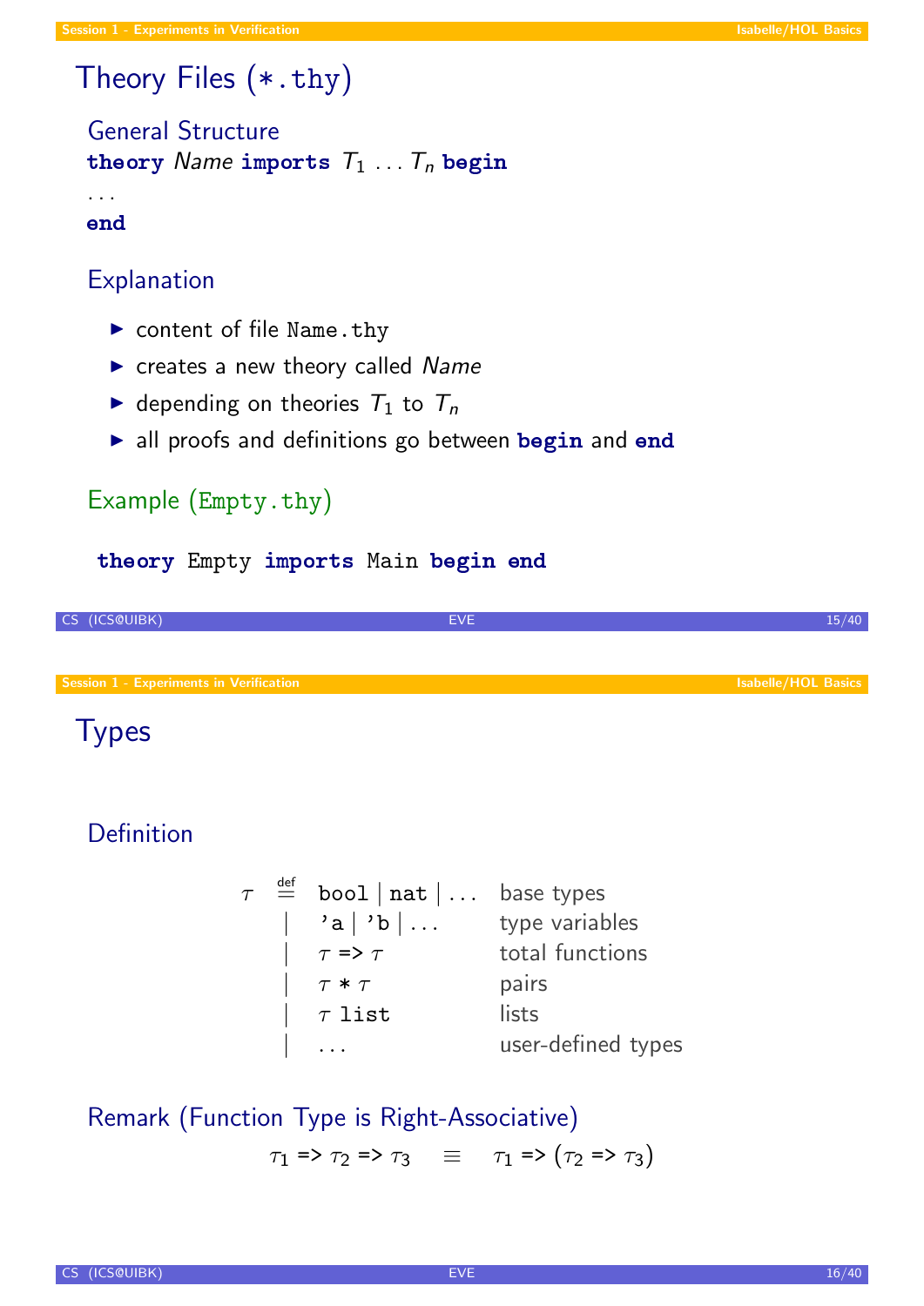# Theory Files (*.thy)

## General Structure

**theory** *Name* **imports** $T_1 \ldots T_n$ **begin**

...

**end**

## Explanation

- content of file `Name.thy`
- creates a new theory called *Name*
- depending on theories $T_1$ to $T_n$
- all proofs and definitions go between **begin** and **end**

## Example (Empty.thy)

```
theory Empty imports Main begin end
```

# Types

## Definition

| | | | |
|---|---|---|---|
| $\tau$ | $\stackrel{\text{def}}{=}$ | `bool` \| `nat` \| ... | base types |
| | \| | `'a` \| `'b` \| ... | type variables |
| | \| | $\tau$ `=>` $\tau$ | total functions |
| | \| | $\tau$ `*` $\tau$ | pairs |
| | \| | $\tau$ `list` | lists |
| | \| | ... | user-defined types |

## Remark (Function Type is Right-Associative)

$$\tau_1 \texttt{ => } \tau_2 \texttt{ => } \tau_3 \quad \equiv \quad \tau_1 \texttt{ => } (\tau_2 \texttt{ => } \tau_3)$$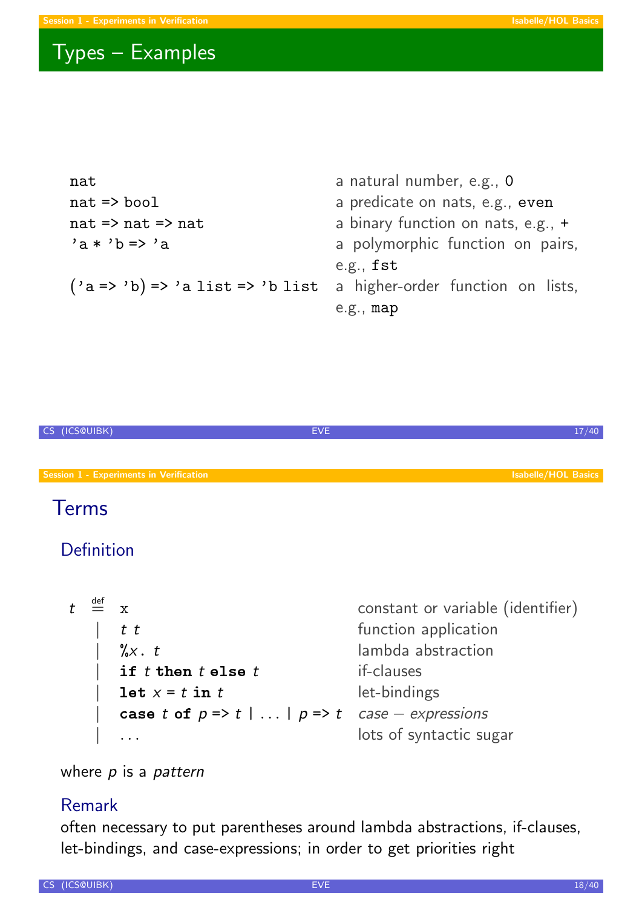## Types – Examples

| | |
|---|---|
| `nat` | a natural number, e.g., `0` |
| `nat => bool` | a predicate on nats, e.g., `even` |
| `nat => nat => nat` | a binary function on nats, e.g., `+` |
| `'a * 'b => 'a` | a polymorphic function on pairs, e.g., `fst` |
| `('a => 'b) => 'a list => 'b list` | a higher-order function on lists, e.g., `map` |

## Terms

### Definition

| | | |
|---|---|---|
| $t \overset{\text{def}}{=}$ | `x` | constant or variable (identifier) |
| \| | *t t* | function application |
| \| | `%`*x*. *t* | lambda abstraction |
| \| | **if** *t* **then** *t* **else** *t* | if-clauses |
| \| | **let** *x* = *t* **in** *t* | let-bindings |
| \| | **case** *t* **of** *p* => *t* \| ... \| *p* => *t* | *case – expressions* |
| \| | ... | lots of syntactic sugar |

where *p* is a *pattern*

### Remark

often necessary to put parentheses around lambda abstractions, if-clauses, let-bindings, and case-expressions; in order to get priorities right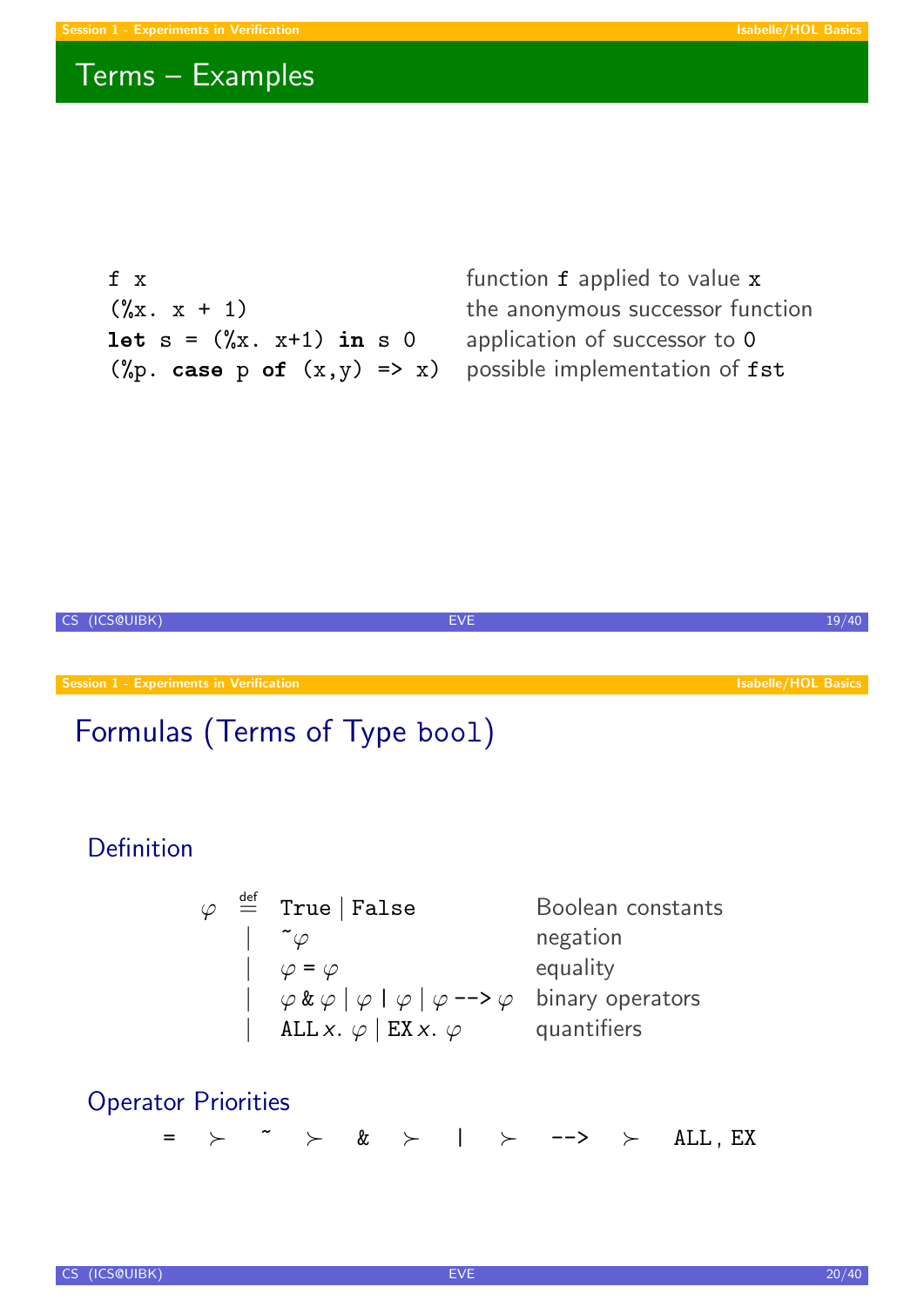# Terms – Examples

| | |
|---|---|
| `f x` | function `f` applied to value `x` |
| `(%x. x + 1)` | the anonymous successor function |
| `let s = (%x. x+1) in s 0` | application of successor to `0` |
| `(%p. case p of (x,y) => x)` | possible implementation of `fst` |

# Formulas (Terms of Type `bool`)

## Definition

| | | |
|---|---|---|
| $\varphi \overset{\text{def}}{=}$ | `True` \| `False` | Boolean constants |
| \| | `~`$\varphi$ | negation |
| \| | $\varphi$ `=` $\varphi$ | equality |
| \| | $\varphi$ `&` $\varphi$ \| $\varphi$ `|` $\varphi$ \| $\varphi$ `-->` $\varphi$ | binary operators |
| \| | `ALL` $x.\ \varphi$ \| `EX` $x.\ \varphi$ | quantifiers |

## Operator Priorities

`=` $\succ$ `~` $\succ$ `&` $\succ$ `|` $\succ$ `-->` $\succ$ `ALL`, `EX`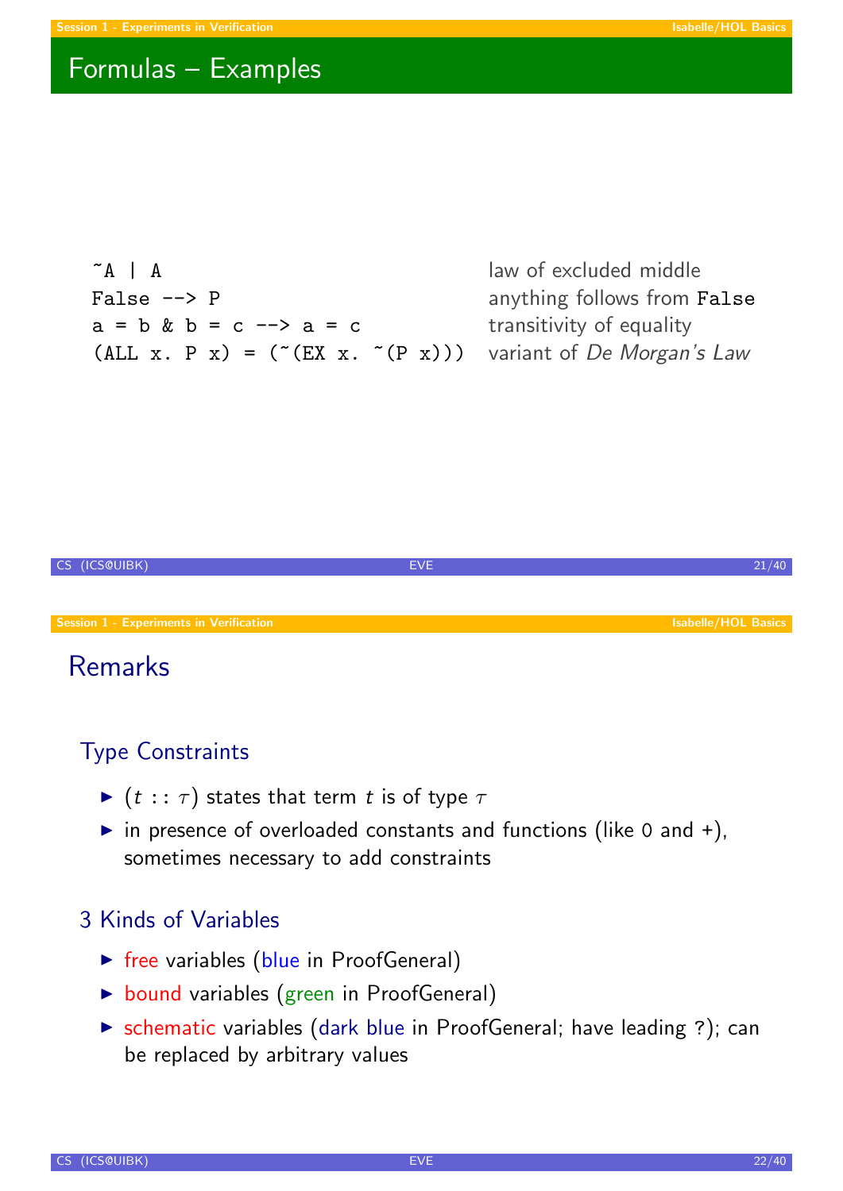# Formulas – Examples

| | |
|---|---|
| `~A \| A` | law of excluded middle |
| `False --> P` | anything follows from `False` |
| `a = b & b = c --> a = c` | transitivity of equality |
| `(ALL x. P x) = (~(EX x. ~(P x)))` | variant of *De Morgan's Law* |

# Remarks

## Type Constraints

- $(t :: \tau)$ states that term $t$ is of type $\tau$
- in presence of overloaded constants and functions (like 0 and +), sometimes necessary to add constraints

## 3 Kinds of Variables

- free variables (blue in ProofGeneral)
- bound variables (green in ProofGeneral)
- schematic variables (dark blue in ProofGeneral; have leading ?); can be replaced by arbitrary values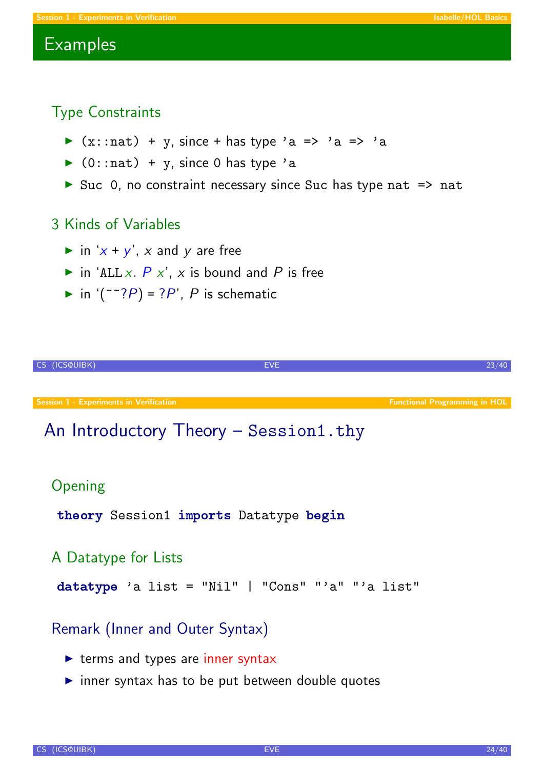# Examples

## Type Constraints

- `(x::nat) + y`, since `+` has type `'a => 'a => 'a`
- `(0::nat) + y`, since `0` has type `'a`
- `Suc 0`, no constraint necessary since `Suc` has type `nat => nat`

## 3 Kinds of Variables

- in '*x* + *y*', *x* and *y* are free
- in 'ALL *x*. *P x*', *x* is bound and *P* is free
- in '(~~?*P*) = ?*P*', *P* is schematic

# An Introductory Theory – `Session1.thy`

## Opening

```
theory Session1 imports Datatype begin
```

## A Datatype for Lists

```
datatype 'a list = "Nil" | "Cons" "'a" "'a list"
```

## Remark (Inner and Outer Syntax)

- terms and types are inner syntax
- inner syntax has to be put between double quotes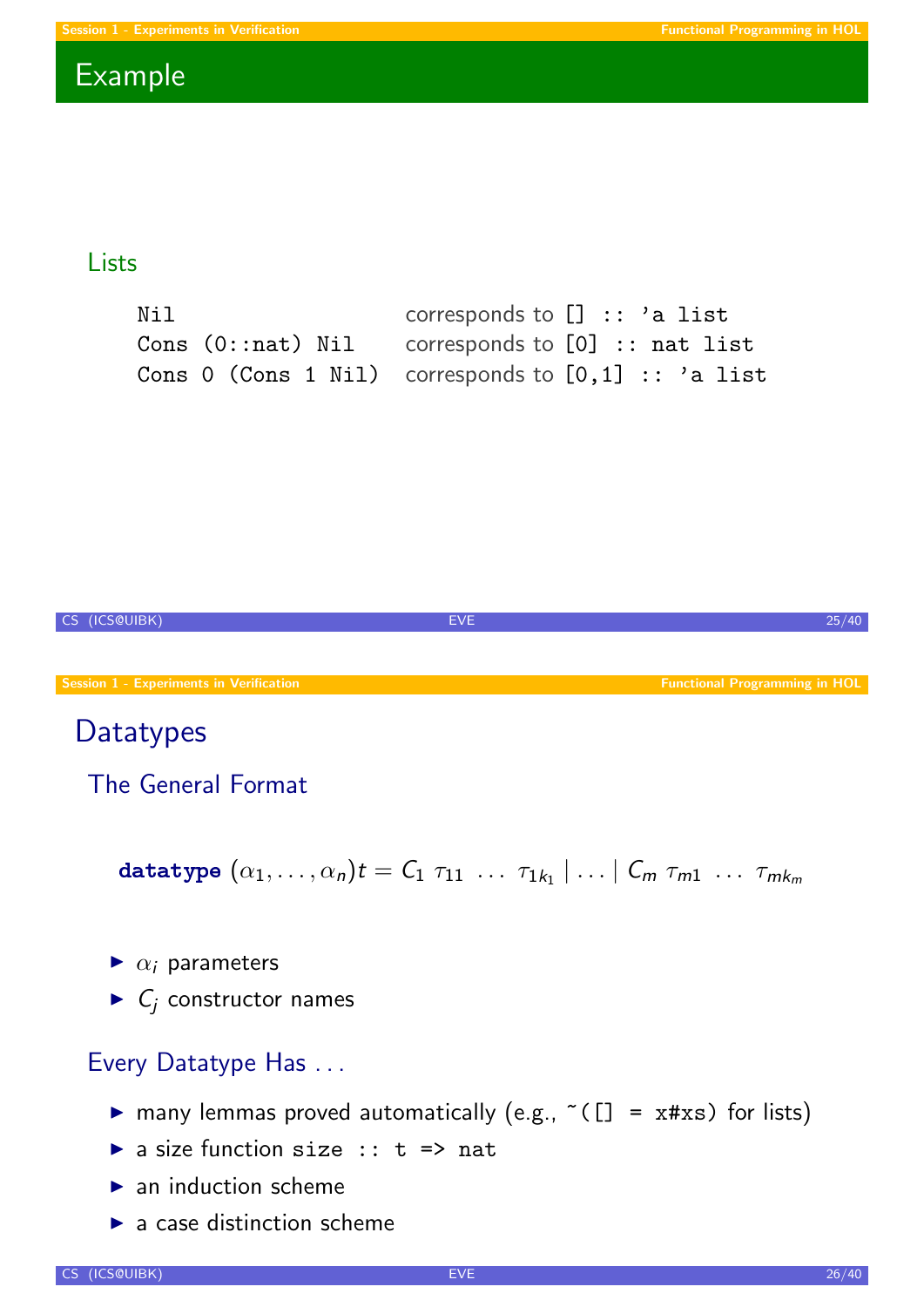## Example

### Lists

```
Nil                   corresponds to [] :: 'a list
Cons (0::nat) Nil     corresponds to [0] :: nat list
Cons 0 (Cons 1 Nil)   corresponds to [0,1] :: 'a list
```

## Datatypes

### The General Format

$$\textbf{datatype}\ (\alpha_1, \ldots, \alpha_n)t = C_1\ \tau_{11}\ \ldots\ \tau_{1k_1} \mid \ldots \mid C_m\ \tau_{m1}\ \ldots\ \tau_{mk_m}$$

- $\alpha_i$ parameters
- $C_j$ constructor names

### Every Datatype Has ...

- many lemmas proved automatically (e.g., `~([] = x#xs)` for lists)
- a size function `size :: t => nat`
- an induction scheme
- a case distinction scheme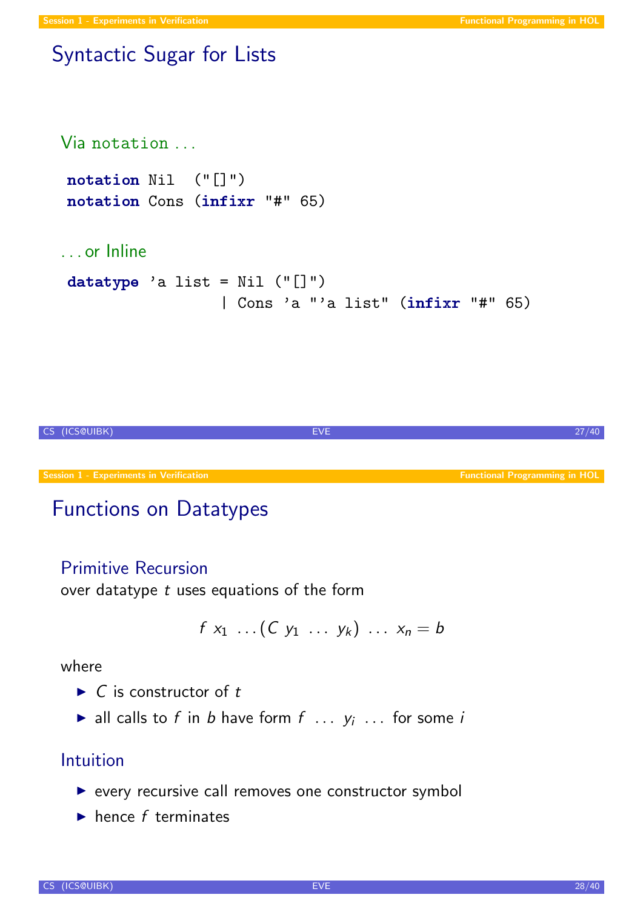## Syntactic Sugar for Lists

Via `notation` ...

```
notation Nil  ("[]")
notation Cons (infixr "#" 65)
```

... or Inline

```
datatype 'a list = Nil ("[]")
                 | Cons 'a "'a list" (infixr "#" 65)
```

## Functions on Datatypes

### Primitive Recursion

over datatype $t$ uses equations of the form

$$f\ x_1\ \ldots (C\ y_1\ \ldots\ y_k)\ \ldots\ x_n = b$$

where

- $C$ is constructor of $t$
- all calls to $f$ in $b$ have form $f\ \ldots\ y_i\ \ldots$ for some $i$

### Intuition

- every recursive call removes one constructor symbol
- hence $f$ terminates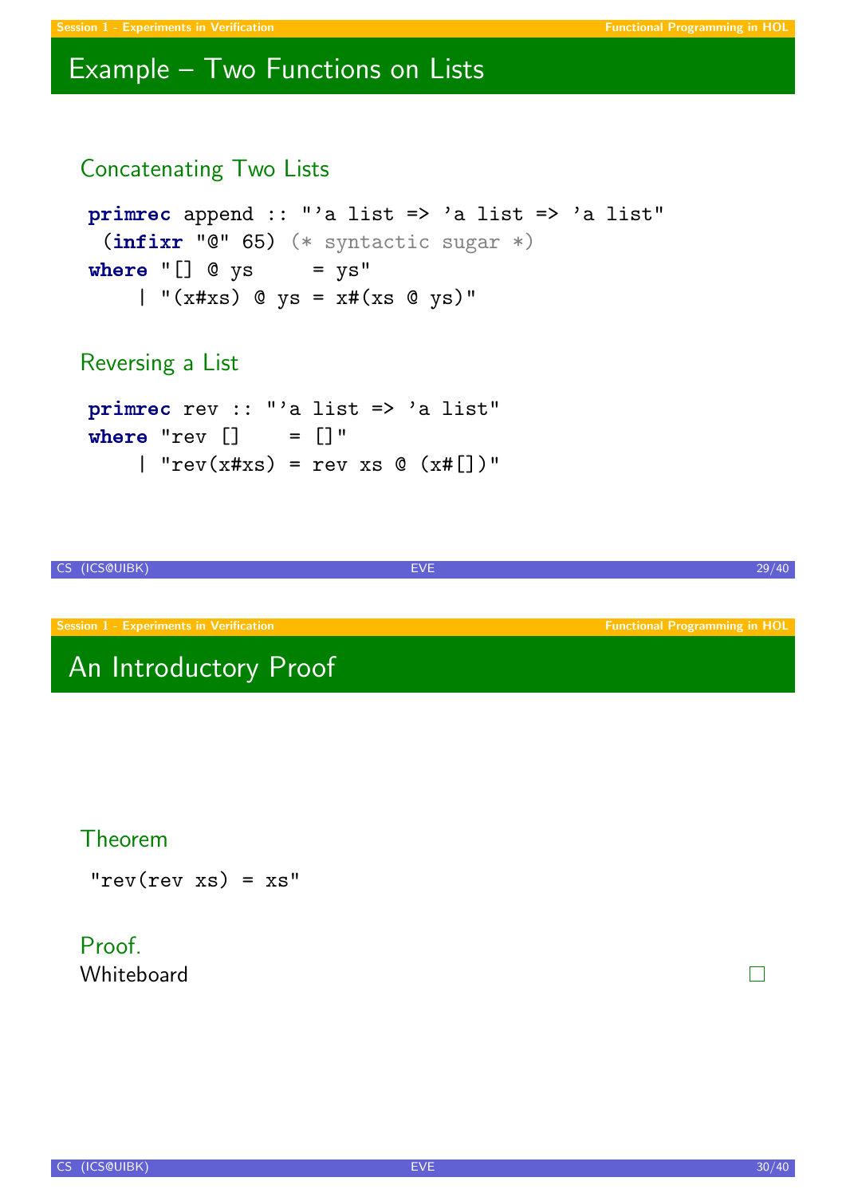## Example – Two Functions on Lists

### Concatenating Two Lists

```
primrec append :: "'a list => 'a list => 'a list"
  (infixr "@" 65) (* syntactic sugar *)
where "[] @ ys      = ys"
    | "(x#xs) @ ys = x#(xs @ ys)"
```

### Reversing a List

```
primrec rev :: "'a list => 'a list"
where "rev []     = []"
    | "rev(x#xs) = rev xs @ (x#[])"
```

## An Introductory Proof

### Theorem

```
"rev(rev xs) = xs"
```

### Proof.

Whiteboard □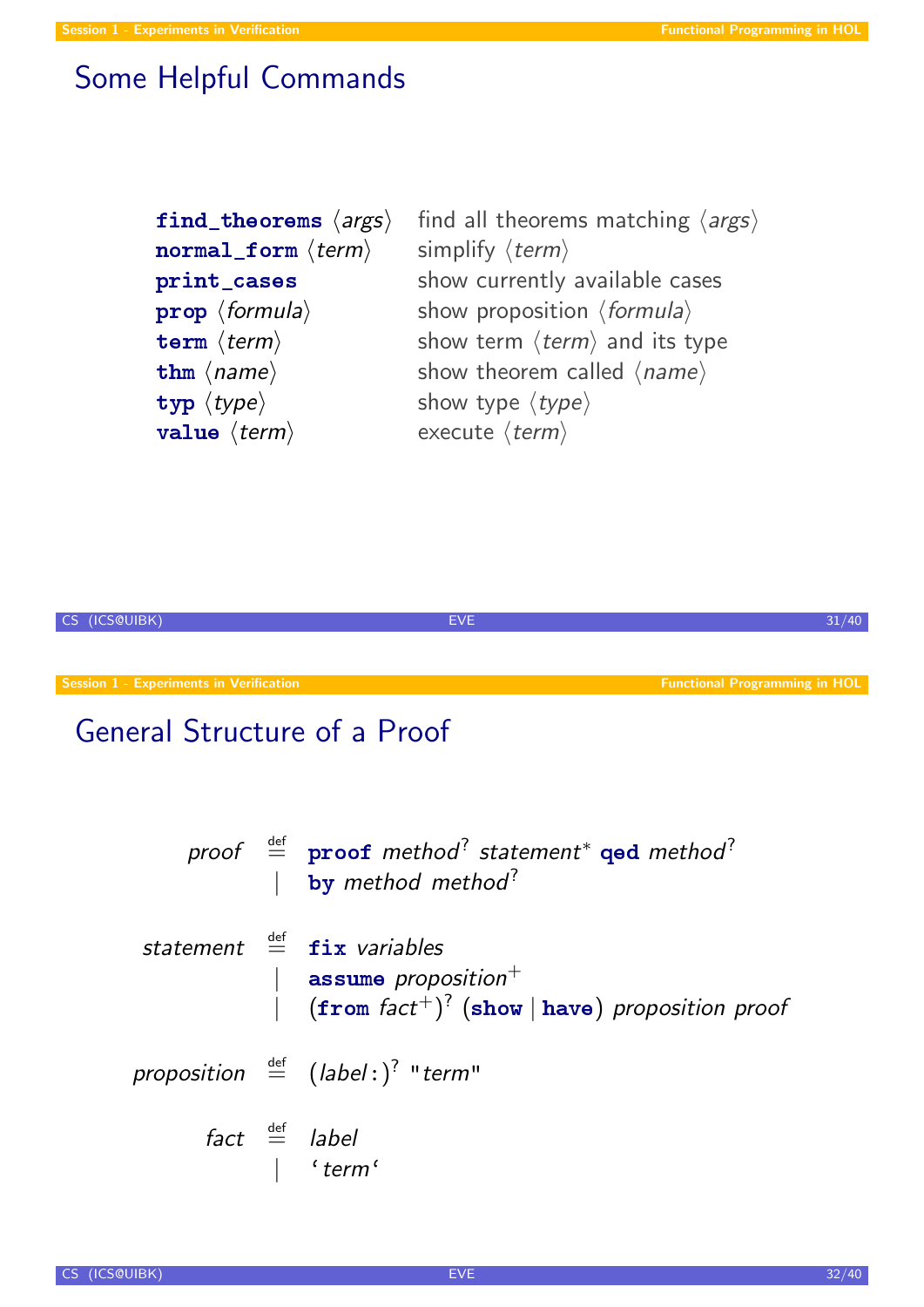## Some Helpful Commands

| | |
|---|---|
| **find_theorems** ⟨*args*⟩ | find all theorems matching ⟨*args*⟩ |
| **normal_form** ⟨*term*⟩ | simplify ⟨*term*⟩ |
| **print_cases** | show currently available cases |
| **prop** ⟨*formula*⟩ | show proposition ⟨*formula*⟩ |
| **term** ⟨*term*⟩ | show term ⟨*term*⟩ and its type |
| **thm** ⟨*name*⟩ | show theorem called ⟨*name*⟩ |
| **typ** ⟨*type*⟩ | show type ⟨*type*⟩ |
| **value** ⟨*term*⟩ | execute ⟨*term*⟩ |

## General Structure of a Proof

$$
\begin{array}{rcl}
\textit{proof} & \stackrel{\text{def}}{=} & \textbf{proof}\ \textit{method}^{?}\ \textit{statement}^{*}\ \textbf{qed}\ \textit{method}^{?} \\
& \mid & \textbf{by}\ \textit{method}\ \textit{method}^{?} \\
\\
\textit{statement} & \stackrel{\text{def}}{=} & \textbf{fix}\ \textit{variables} \\
& \mid & \textbf{assume}\ \textit{proposition}^{+} \\
& \mid & (\textbf{from}\ \textit{fact}^{+})^{?}\ (\textbf{show} \mid \textbf{have})\ \textit{proposition}\ \textit{proof} \\
\\
\textit{proposition} & \stackrel{\text{def}}{=} & (\textit{label}:)^{?}\ \texttt{"}\textit{term}\texttt{"} \\
\\
\textit{fact} & \stackrel{\text{def}}{=} & \textit{label} \\
& \mid & \text{`}\,\textit{term}\,\text{`}
\end{array}
$$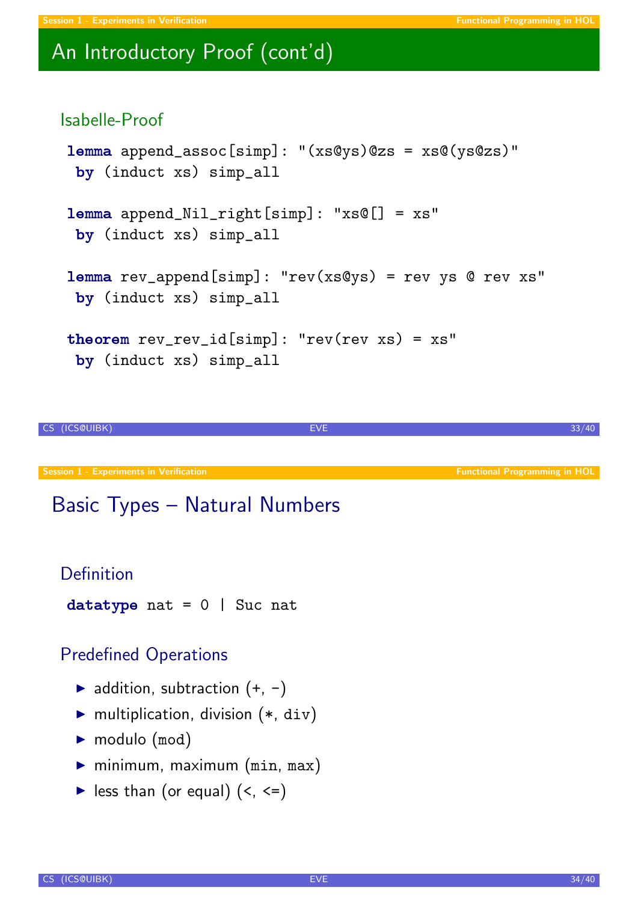## An Introductory Proof (cont'd)

### Isabelle-Proof

```
lemma append_assoc[simp]: "(xs@ys)@zs = xs@(ys@zs)"
 by (induct xs) simp_all

lemma append_Nil_right[simp]: "xs@[] = xs"
 by (induct xs) simp_all

lemma rev_append[simp]: "rev(xs@ys) = rev ys @ rev xs"
 by (induct xs) simp_all

theorem rev_rev_id[simp]: "rev(rev xs) = xs"
 by (induct xs) simp_all
```

## Basic Types – Natural Numbers

### Definition

```
datatype nat = 0 | Suc nat
```

### Predefined Operations

- addition, subtraction (`+`, `-`)
- multiplication, division (`*`, `div`)
- modulo (`mod`)
- minimum, maximum (`min`, `max`)
- less than (or equal) (`<`, `<=`)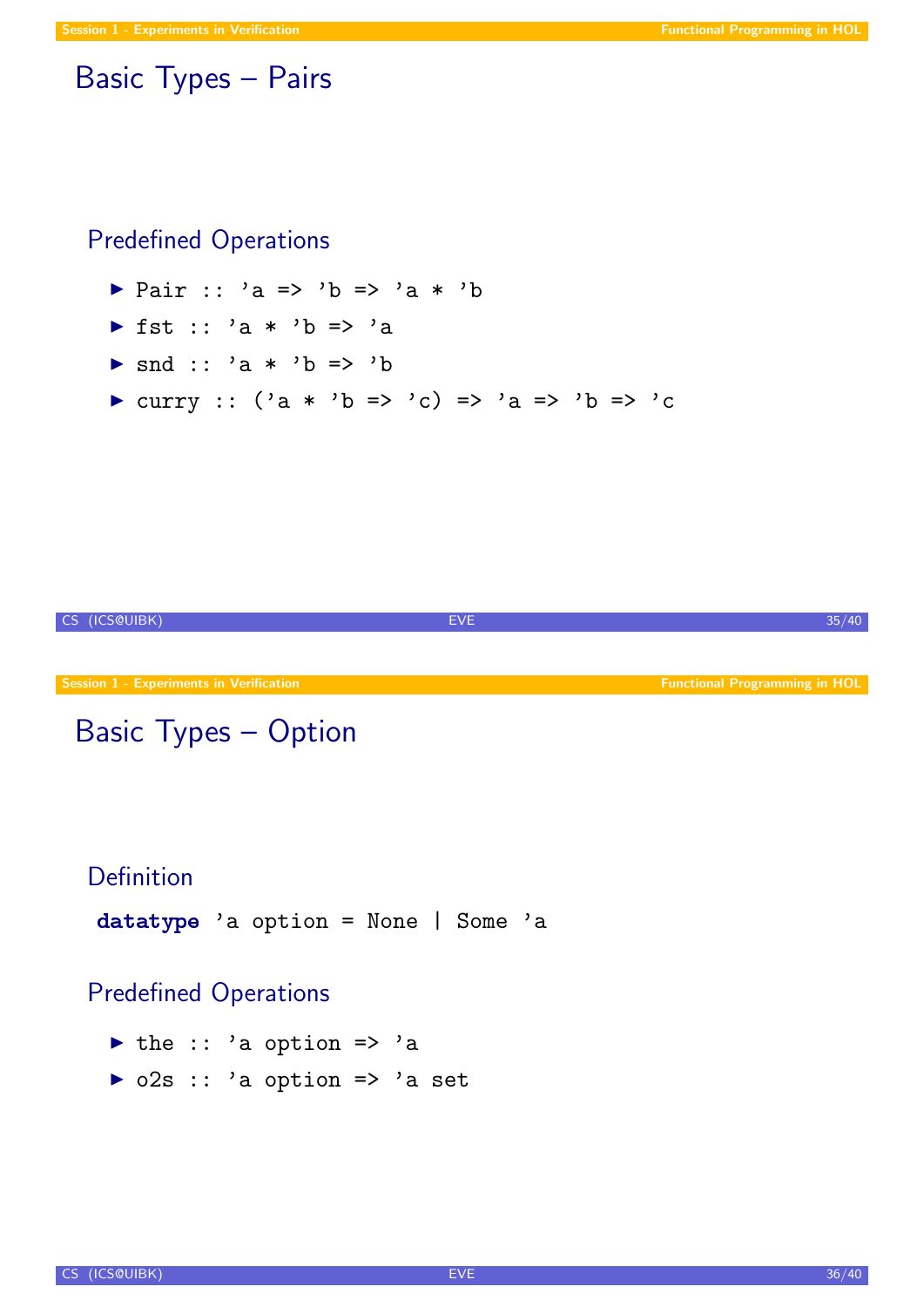# Basic Types – Pairs

## Predefined Operations

- `Pair :: 'a => 'b => 'a * 'b`
- `fst :: 'a * 'b => 'a`
- `snd :: 'a * 'b => 'b`
- `curry :: ('a * 'b => 'c) => 'a => 'b => 'c`

# Basic Types – Option

## Definition

```
datatype 'a option = None | Some 'a
```

## Predefined Operations

- `the :: 'a option => 'a`
- `o2s :: 'a option => 'a set`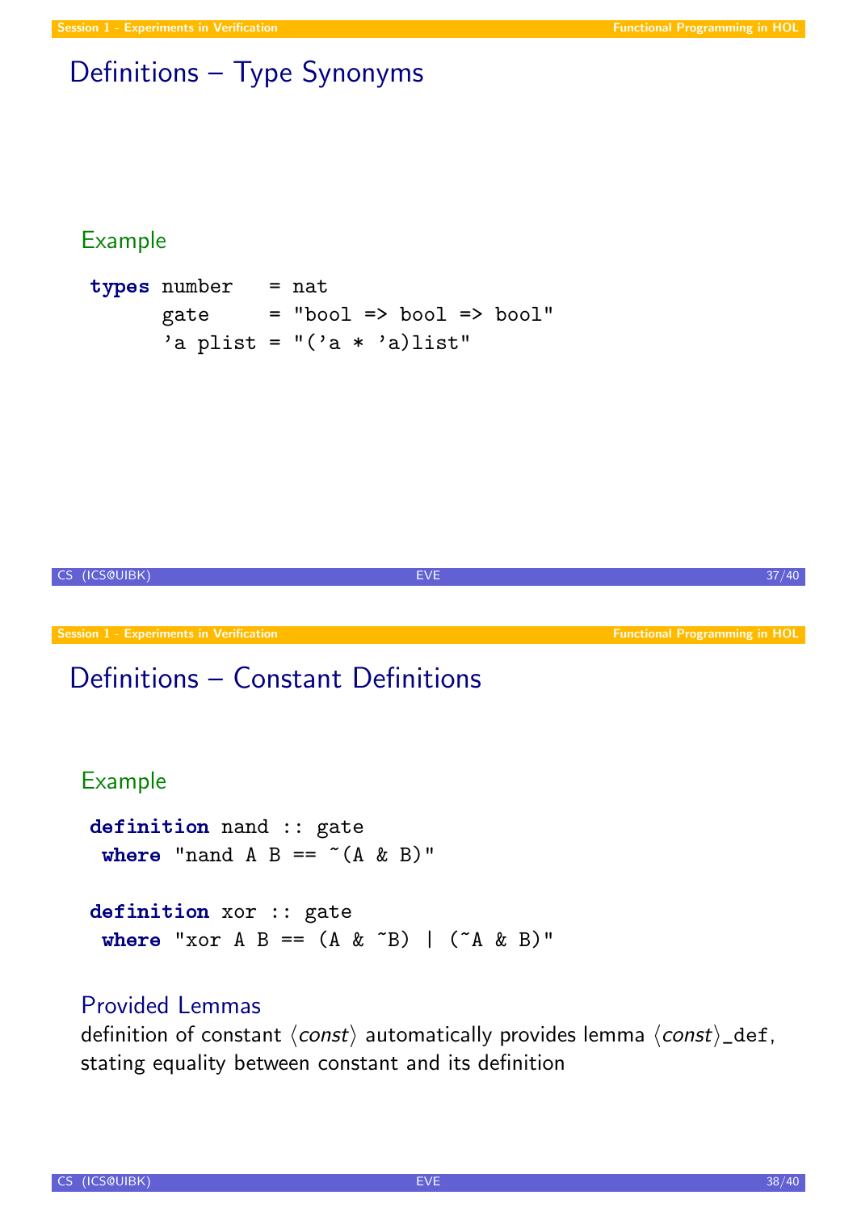## Definitions – Type Synonyms

### Example

```
types number   = nat
      gate     = "bool => bool => bool"
      'a plist = "('a * 'a)list"
```

## Definitions – Constant Definitions

### Example

```
definition nand :: gate
 where "nand A B == ~(A & B)"

definition xor :: gate
 where "xor A B == (A & ~B) | (~A & B)"
```

### Provided Lemmas

definition of constant ⟨*const*⟩ automatically provides lemma ⟨*const*⟩`_def`, stating equality between constant and its definition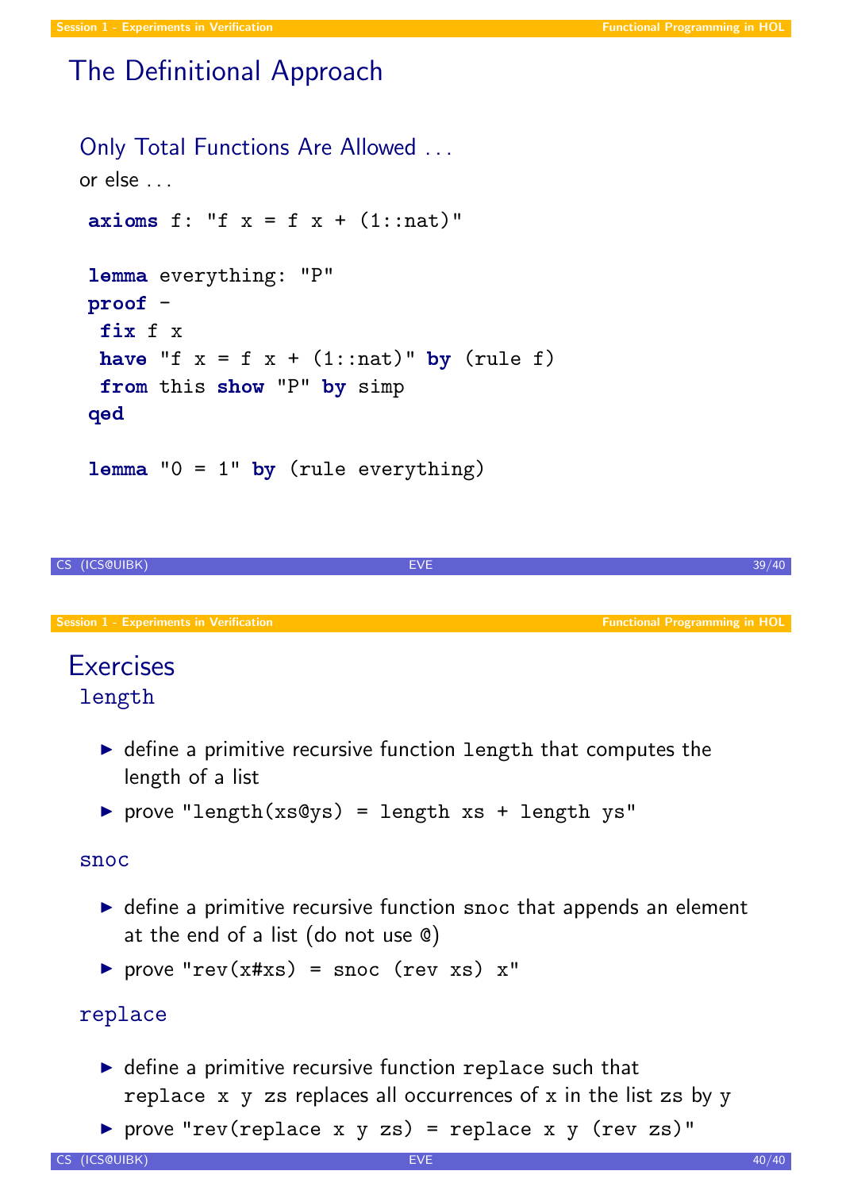# The Definitional Approach

## Only Total Functions Are Allowed . . .

or else . . .

```
axioms f: "f x = f x + (1::nat)"

lemma everything: "P"
proof -
 fix f x
 have "f x = f x + (1::nat)" by (rule f)
 from this show "P" by simp
qed

lemma "0 = 1" by (rule everything)
```

# Exercises

## length

- define a primitive recursive function `length` that computes the length of a list
- prove `"length(xs@ys) = length xs + length ys"`

## snoc

- define a primitive recursive function `snoc` that appends an element at the end of a list (do not use `@`)
- prove `"rev(x#xs) = snoc (rev xs) x"`

## replace

- define a primitive recursive function `replace` such that `replace x y zs` replaces all occurrences of `x` in the list `zs` by `y`
- prove `"rev(replace x y zs) = replace x y (rev zs)"`